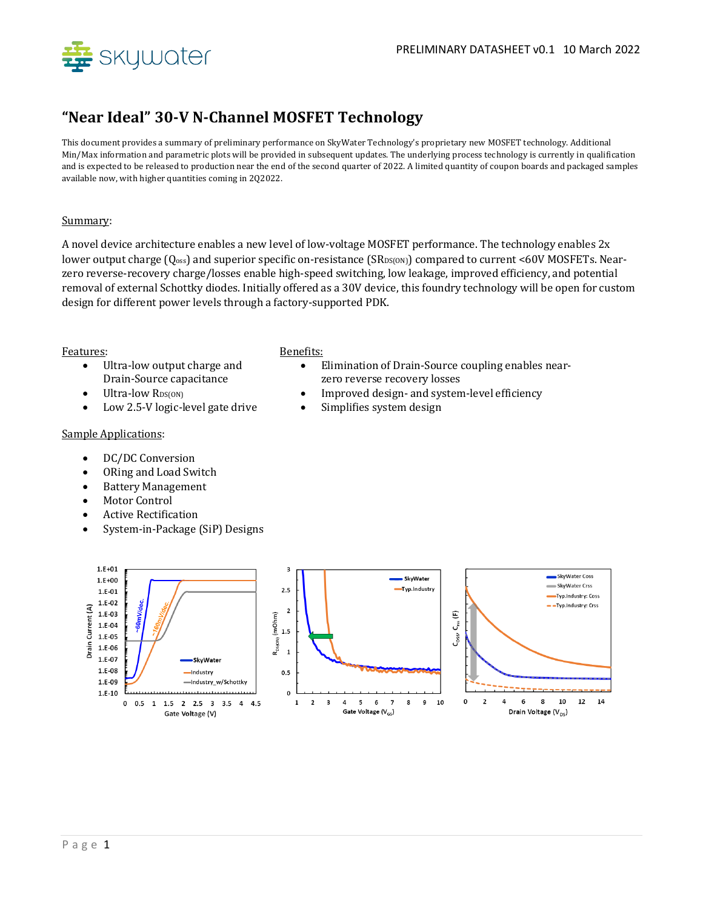# "Near Ideal" 30-V N-Channel MOSFET Technology

This document provides a summary of preliminary performance on SkyWater Technology's proprietary new MOSFET technology. Additional Min/Max information and parametric plots will be provided in subsequent updates. The underlying process technology is currently in qualification and is expected to be released to production near the end of the second quarter of 2022. A limited quantity of coupon boards and packaged samples available now, with higher quantities coming in 2Q2022.

## Summary:

A novel device architecture enables a new level of low-voltage MOSFET performance. The technology enables 2x lower output charge ($Q_{oss}$) and superior specific on-resistance ($SR_{DS(ON)}$) compared to current <60V MOSFETs. Near-zero reverse-recovery charge/losses enable high-speed switching, low leakage, improved efficiency, and potential removal of external Schottky diodes. Initially offered as a 30V device, this foundry technology will be open for custom design for different power levels through a factory-supported PDK.

## Features:

- Ultra-low output charge and Drain-Source capacitance
- Ultra-low $R_{DS(ON)}$
- Low 2.5-V logic-level gate drive

## Benefits:

- Elimination of Drain-Source coupling enables near-zero reverse recovery losses
- Improved design- and system-level efficiency
- Simplifies system design

## Sample Applications:

- DC/DC Conversion
- ORing and Load Switch
- Battery Management
- Motor Control
- Active Rectification
- System-in-Package (SiP) Designs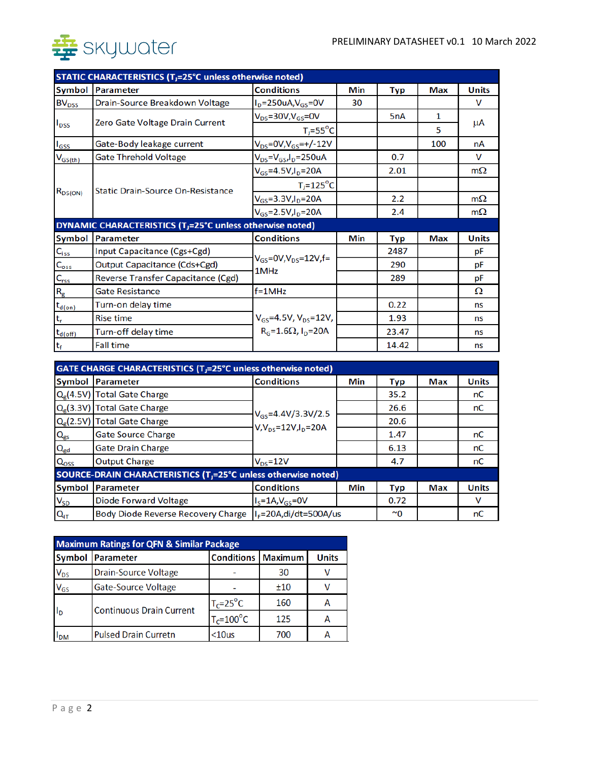| STATIC CHARACTERISTICS ($T_J$=25°C unless otherwise noted) | | | | | | |
|---|---|---|---|---|---|---|
| **Symbol** | **Parameter** | **Conditions** | **Min** | **Typ** | **Max** | **Units** |
| $BV_{DSS}$ | Drain-Source Breakdown Voltage | $I_D$=250uA,$V_{GS}$=0V | 30 | | | V |
| $I_{DSS}$ | Zero Gate Voltage Drain Current | $V_{DS}$=30V,$V_{GS}$=0V | | 5nA | 1 | μA |
| | | $T_J$=55°C | | | 5 | |
| $I_{GSS}$ | Gate-Body leakage current | $V_{DS}$=0V,$V_{GS}$=+/-12V | | | 100 | nA |
| $V_{GS(th)}$ | Gate Threhold Voltage | $V_{DS}$=$V_{GS}$,$I_D$=250uA | | 0.7 | | V |
| $R_{DS(ON)}$ | Static Drain-Source On-Resistance | $V_{GS}$=4.5V,$I_D$=20A | | 2.01 | | mΩ |
| | | $T_J$=125°C | | | | |
| | | $V_{GS}$=3.3V,$I_D$=20A | | 2.2 | | mΩ |
| | | $V_{GS}$=2.5V,$I_D$=20A | | 2.4 | | mΩ |
| **DYNAMIC CHARACTERISTICS ($T_J$=25°C unless otherwise noted)** | | | | | | |
| **Symbol** | **Parameter** | **Conditions** | **Min** | **Typ** | **Max** | **Units** |
| $C_{iss}$ | Input Capacitance (Cgs+Cgd) | $V_{GS}$=0V,$V_{DS}$=12V,f=1MHz | | 2487 | | pF |
| $C_{oss}$ | Output Capacitance (Cds+Cgd) | | | 290 | | pF |
| $C_{rss}$ | Reverse Transfer Capacitance (Cgd) | | | 289 | | pF |
| $R_g$ | Gate Resistance | f=1MHz | | | | Ω |
| $t_{d(on)}$ | Turn-on delay time | $V_{GS}$=4.5V, $V_{DS}$=12V, $R_G$=1.6Ω, $I_D$=20A | | 0.22 | | ns |
| $t_r$ | Rise time | | | 1.93 | | ns |
| $t_{d(off)}$ | Turn-off delay time | | | 23.47 | | ns |
| $t_f$ | Fall time | | | 14.42 | | ns |

| GATE CHARGE CHARACTERISTICS ($T_J$=25°C unless otherwise noted) | | | | | | |
|---|---|---|---|---|---|---|
| **Symbol** | **Parameter** | **Conditions** | **Min** | **Typ** | **Max** | **Units** |
| $Q_g$(4.5V) | Total Gate Charge | $V_{GS}$=4.4V/3.3V/2.5V,$V_{DS}$=12V,$I_D$=20A | | 35.2 | | nC |
| $Q_g$(3.3V) | Total Gate Charge | | | 26.6 | | nC |
| $Q_g$(2.5V) | Total Gate Charge | | | 20.6 | | |
| $Q_{gs}$ | Gate Source Charge | | | 1.47 | | nC |
| $Q_{gd}$ | Gate Drain Charge | | | 6.13 | | nC |
| $Q_{OSS}$ | Output Charge | $V_{DS}$=12V | | 4.7 | | nC |
| **SOURCE-DRAIN CHARACTERISTICS ($T_J$=25°C unless otherwise noted)** | | | | | | |
| **Symbol** | **Parameter** | **Conditions** | **Min** | **Typ** | **Max** | **Units** |
| $V_{SD}$ | Diode Forward Voltage | $I_S$=1A,$V_{GS}$=0V | | 0.72 | | V |
| $Q_{rr}$ | Body Diode Reverse Recovery Charge | $I_F$=20A,di/dt=500A/us | | ~0 | | nC |

| Maximum Ratings for QFN & Similar Package | | | | |
|---|---|---|---|---|
| **Symbol** | **Parameter** | **Conditions** | **Maximum** | **Units** |
| $V_{DS}$ | Drain-Source Voltage | - | 30 | V |
| $V_{GS}$ | Gate-Source Voltage | - | ±10 | V |
| $I_D$ | Continuous Drain Current | $T_C$=25°C | 160 | A |
| | | $T_C$=100°C | 125 | A |
| $I_{DM}$ | Pulsed Drain Curretn | <10us | 700 | A |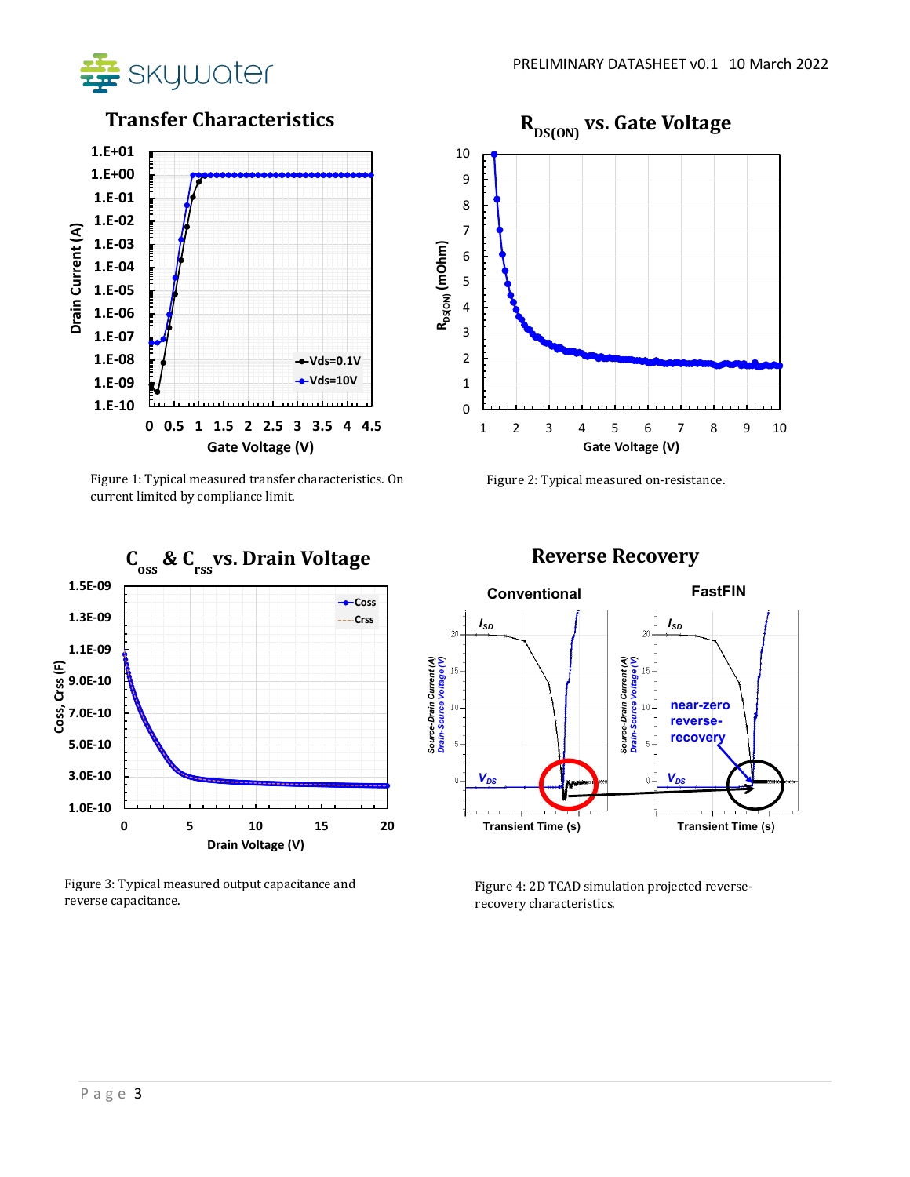## Transfer Characteristics

Drain Current (A)

1.E+01
1.E+00
1.E-01
1.E-02
1.E-03
1.E-04
1.E-05
1.E-06
1.E-07
1.E-08
1.E-09
1.E-10

0 0.5 1 1.5 2 2.5 3 3.5 4 4.5

Gate Voltage (V)

Vds=0.1V
Vds=10V

Figure 1: Typical measured transfer characteristics. On current limited by compliance limit.

## $R_{DS(ON)}$ vs. Gate Voltage

$R_{DS(ON)}$ (mOhm)

10
9
8
7
6
5
4
3
2
1
0

1 2 3 4 5 6 7 8 9 10

Gate Voltage (V)

Figure 2: Typical measured on-resistance.

## $C_{oss}$ & $C_{rss}$ vs. Drain Voltage

Coss, Crss (F)

1.5E-09
1.3E-09
1.1E-09
9.0E-10
7.0E-10
5.0E-10
3.0E-10
1.0E-10

0 5 10 15 20

Drain Voltage (V)

Coss
Crss

Figure 3: Typical measured output capacitance and reverse capacitance.

## Reverse Recovery

Conventional

FastFIN

Source-Drain Current (A)
Drain-Source Voltage (V)

$I_{SD}$

$V_{DS}$

20
15
10
5
0

near-zero reverse-recovery

Transient Time (s)

Transient Time (s)

Figure 4: 2D TCAD simulation projected reverse-recovery characteristics.